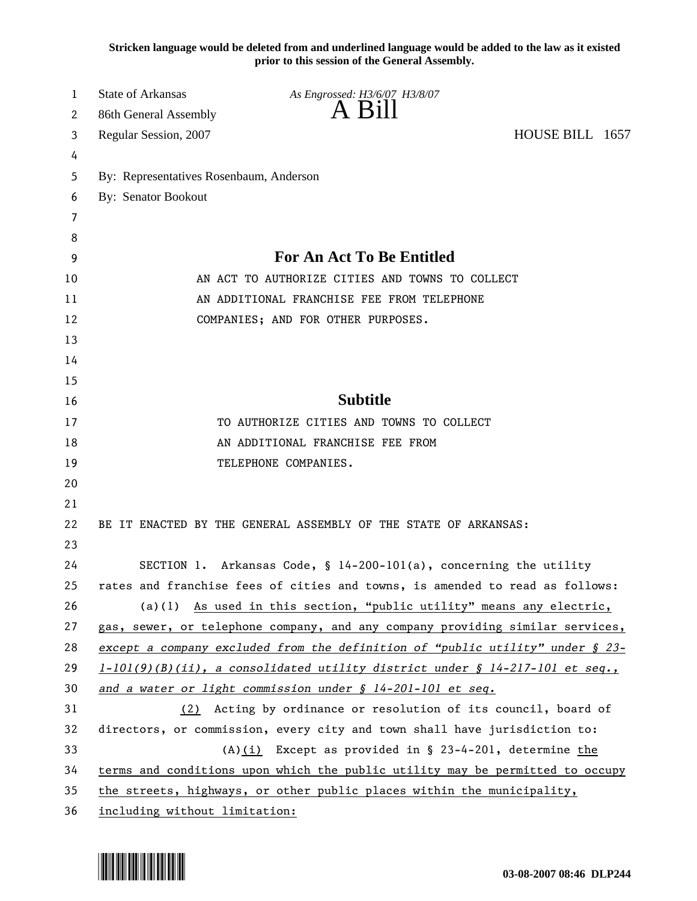**Stricken language would be deleted from and underlined language would be added to the law as it existed prior to this session of the General Assembly.**

State of Arkansas — *As Engrossed: H3/6/07 H3/8/07*

86th General Assembly

# A Bill

Regular Session, 2007 — HOUSE BILL 1657

By: Representatives Rosenbaum, Anderson

By: Senator Bookout

## For An Act To Be Entitled

AN ACT TO AUTHORIZE CITIES AND TOWNS TO COLLECT AN ADDITIONAL FRANCHISE FEE FROM TELEPHONE COMPANIES; AND FOR OTHER PURPOSES.

## Subtitle

TO AUTHORIZE CITIES AND TOWNS TO COLLECT AN ADDITIONAL FRANCHISE FEE FROM TELEPHONE COMPANIES.

BE IT ENACTED BY THE GENERAL ASSEMBLY OF THE STATE OF ARKANSAS:

SECTION 1. Arkansas Code, § 14-200-101(a), concerning the utility rates and franchise fees of cities and towns, is amended to read as follows:

(a)(1) <u>As used in this section, "public utility" means any electric, gas, sewer, or telephone company, and any company providing similar services,</u> <u>*except a company excluded from the definition of "public utility" under § 23-1-101(9)(B)(ii), a consolidated utility district under § 14-217-101 et seq., and a water or light commission under § 14-201-101 et seq.*</u>

<u>(2)</u> Acting by ordinance or resolution of its council, board of directors, or commission, every city and town shall have jurisdiction to:

(A)<u>(i)</u> Except as provided in § 23-4-201, determine <u>the terms and conditions upon which the public utility may be permitted to occupy the streets, highways, or other public places within the municipality, including without limitation:</u>

03-08-2007 08:46 DLP244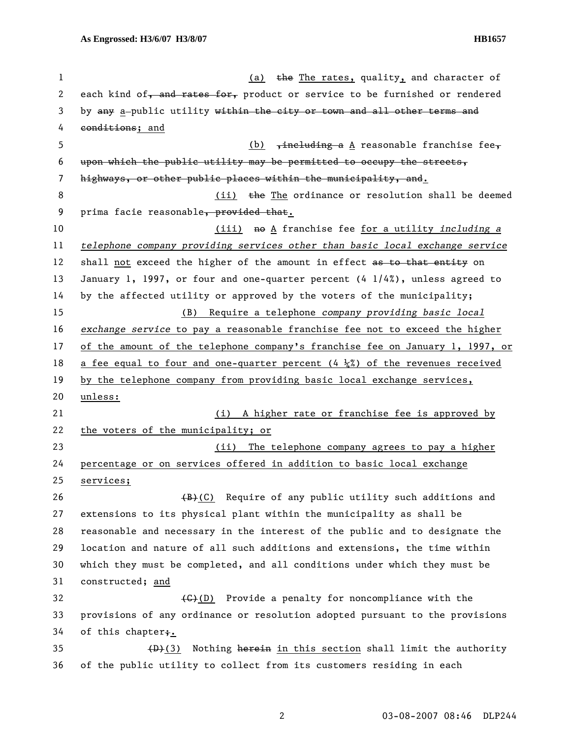(a) ~~the~~ The rates, quality, and character of each kind of~~, and rates for,~~ product or service to be furnished or rendered by ~~any~~ a ~~-~~public utility ~~within the city or town and all other terms and conditions~~; and

(b) ~~, including a~~ A reasonable franchise fee~~, upon which the public utility may be permitted to occupy the streets, highways, or other public places within the municipality, and~~.

(ii) ~~the~~ The ordinance or resolution shall be deemed prima facie reasonable~~, provided that~~.

(iii) ~~no~~ A franchise fee for a utility *including a telephone company providing services other than basic local exchange service* shall not exceed the higher of the amount in effect ~~as to that entity~~ on January 1, 1997, or four and one-quarter percent (4 1/4%), unless agreed to by the affected utility or approved by the voters of the municipality;

(B) Require a telephone *company providing basic local exchange service* to pay a reasonable franchise fee not to exceed the higher of the amount of the telephone company's franchise fee on January 1, 1997, or a fee equal to four and one-quarter percent (4 ¼%) of the revenues received by the telephone company from providing basic local exchange services, unless:

(i) A higher rate or franchise fee is approved by the voters of the municipality; or

(ii) The telephone company agrees to pay a higher percentage or on services offered in addition to basic local exchange services;

~~(B)~~(C) Require of any public utility such additions and extensions to its physical plant within the municipality as shall be reasonable and necessary in the interest of the public and to designate the location and nature of all such additions and extensions, the time within which they must be completed, and all conditions under which they must be constructed; and

~~(C)~~(D) Provide a penalty for noncompliance with the provisions of any ordinance or resolution adopted pursuant to the provisions of this chapter~~;~~.

~~(D)~~(3) Nothing ~~herein~~ in this section shall limit the authority of the public utility to collect from its customers residing in each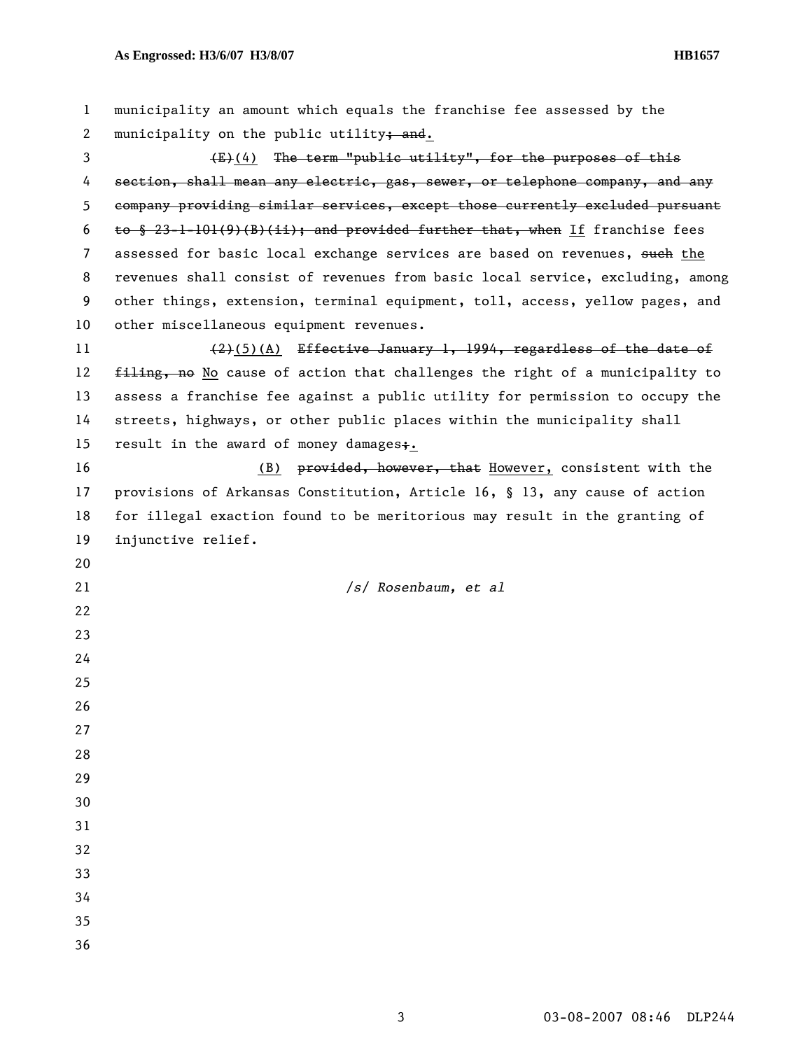municipality an amount which equals the franchise fee assessed by the municipality on the public utility~~; and~~<u>.</u>

~~(E)~~<u>(4)</u> ~~The term "public utility", for the purposes of this section, shall mean any electric, gas, sewer, or telephone company, and any company providing similar services, except those currently excluded pursuant to § 23-1-101(9)(B)(ii); and provided further that, when~~ <u>If</u> franchise fees assessed for basic local exchange services are based on revenues, ~~such~~ <u>the</u> revenues shall consist of revenues from basic local service, excluding, among other things, extension, terminal equipment, toll, access, yellow pages, and other miscellaneous equipment revenues.

~~(2)~~<u>(5)(A)</u> ~~Effective January 1, 1994, regardless of the date of filing, no~~ <u>No</u> cause of action that challenges the right of a municipality to assess a franchise fee against a public utility for permission to occupy the streets, highways, or other public places within the municipality shall result in the award of money damages~~;~~<u>.</u>

<u>(B)</u> ~~provided, however, that~~ <u>However,</u> consistent with the provisions of Arkansas Constitution, Article 16, § 13, any cause of action for illegal exaction found to be meritorious may result in the granting of injunctive relief.

*/s/ Rosenbaum, et al*